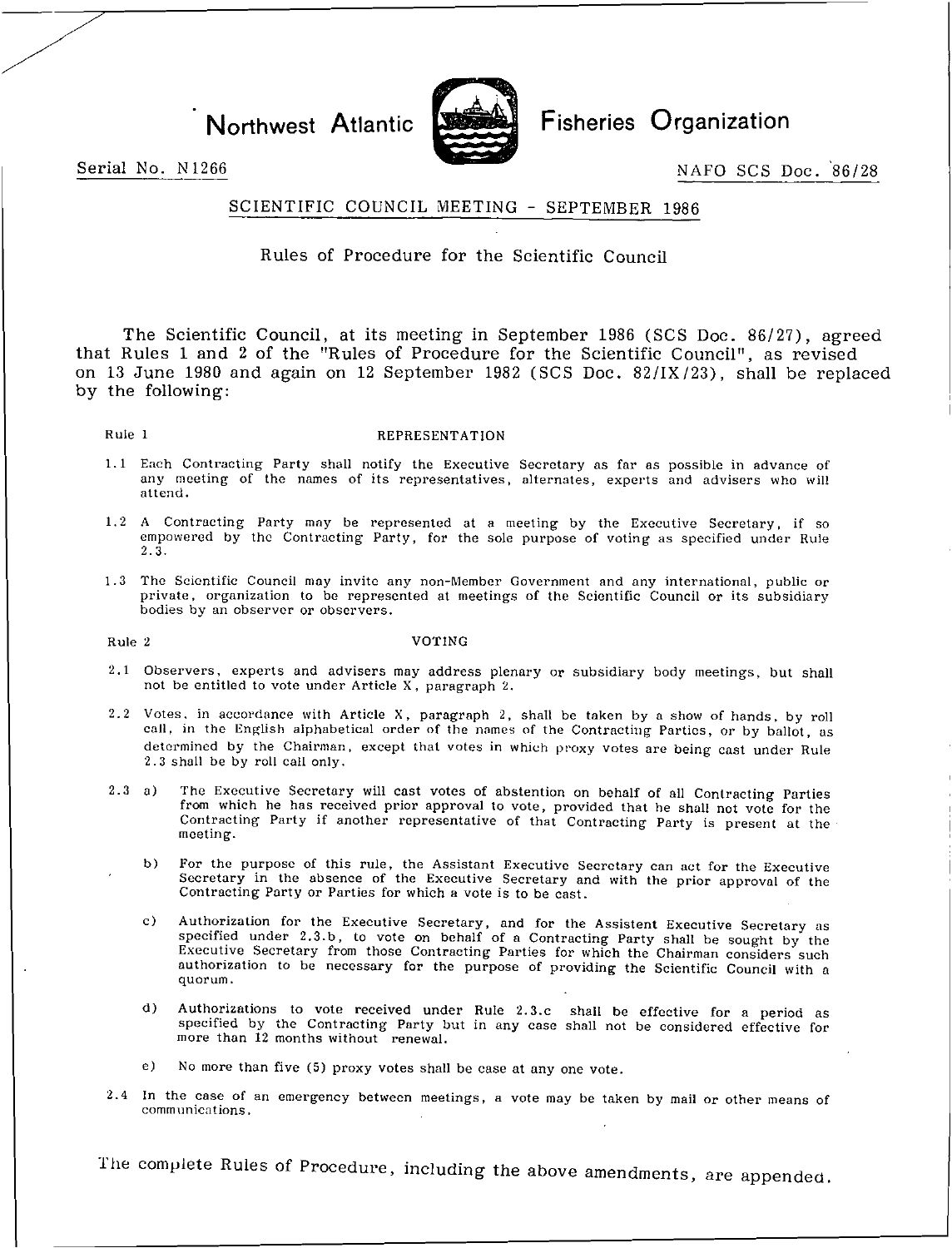# Northwest Atlantic Fisheries Organization

Serial No. N1266

NAFO SCS Doc. 86/28

## SCIENTIFIC COUNCIL MEETING - SEPTEMBER 1986

### Rules of Procedure for the Scientific Council

The Scientific Council, at its meeting in September 1986 (SCS Doc. 86/27), agreed that Rules 1 and 2 of the "Rules of Procedure for the Scientific Council", as revised on 13 June 1980 and again on 12 September 1982 (SCS Doc. 82/IX/23), shall be replaced by the following:

Rule 1 REPRESENTATION

1.1 Each Contracting Party shall notify the Executive Secretary as far as possible in advance of any meeting of the names of its representatives, alternates, experts and advisers who will attend.

1.2 A Contracting Party may be represented at a meeting by the Executive Secretary, if so empowered by the Contracting Party, for the sole purpose of voting as specified under Rule 2.3.

1.3 The Scientific Council may invite any non-Member Government and any international, public or private, organization to be represented at meetings of the Scientific Council or its subsidiary bodies by an observer or observers.

Rule 2 VOTING

2.1 Observers, experts and advisers may address plenary or subsidiary body meetings, but shall not be entitled to vote under Article X, paragraph 2.

2.2 Votes, in accordance with Article X, paragraph 2, shall be taken by a show of hands, by roll call, in the English alphabetical order of the names of the Contracting Parties, or by ballot, as determined by the Chairman, except that votes in which proxy votes are being cast under Rule 2.3 shall be by roll call only.

2.3 a) The Executive Secretary will cast votes of abstention on behalf of all Contracting Parties from which he has received prior approval to vote, provided that he shall not vote for the Contracting Party if another representative of that Contracting Party is present at the meeting.

b) For the purpose of this rule, the Assistant Executive Secretary can act for the Executive Secretary in the absence of the Executive Secretary and with the prior approval of the Contracting Party or Parties for which a vote is to be cast.

c) Authorization for the Executive Secretary, and for the Assistent Executive Secretary as specified under 2.3.b, to vote on behalf of a Contracting Party shall be sought by the Executive Secretary from those Contracting Parties for which the Chairman considers such authorization to be necessary for the purpose of providing the Scientific Council with a quorum.

d) Authorizations to vote received under Rule 2.3.c shall be effective for a period as specified by the Contracting Party but in any case shall not be considered effective for more than 12 months without renewal.

e) No more than five (5) proxy votes shall be case at any one vote.

2.4 In the case of an emergency between meetings, a vote may be taken by mail or other means of communications.

The complete Rules of Procedure, including the above amendments, are appended.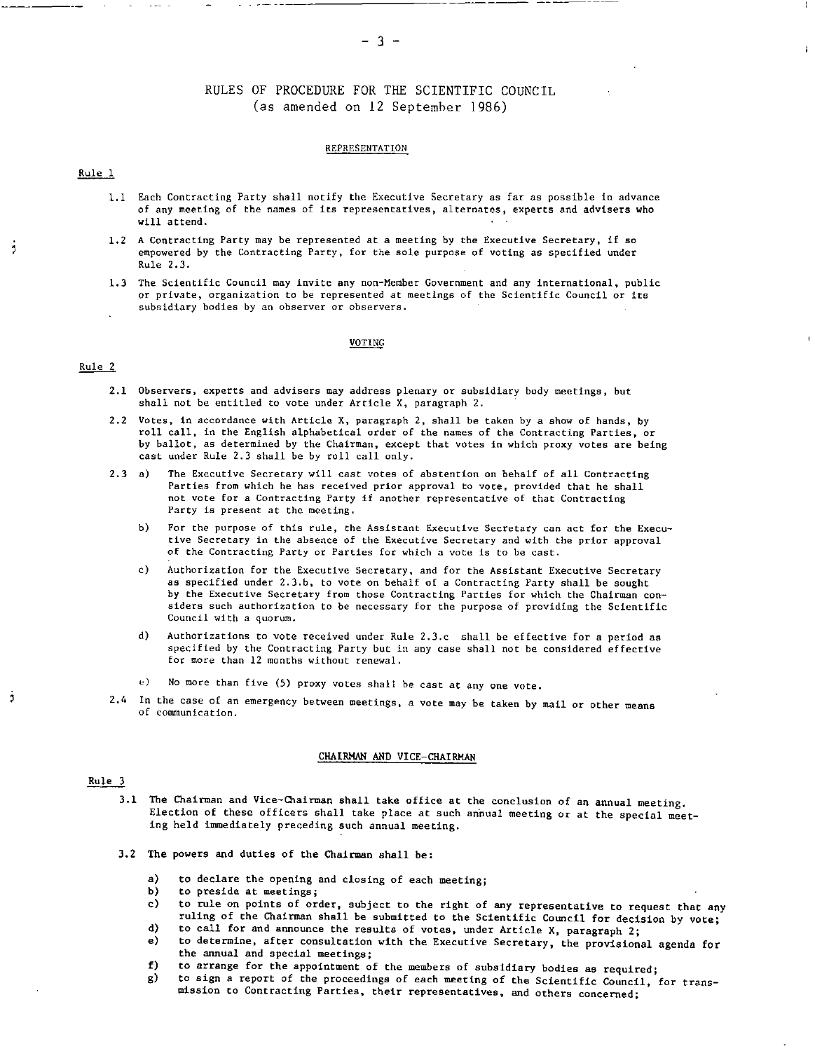# RULES OF PROCEDURE FOR THE SCIENTIFIC COUNCIL
(as amended on 12 September 1986)

## REPRESENTATION

### Rule 1

1.1 Each Contracting Party shall notify the Executive Secretary as far as possible in advance of any meeting of the names of its representatives, alternates, experts and advisers who will attend.

1.2 A Contracting Party may be represented at a meeting by the Executive Secretary, if so empowered by the Contracting Party, for the sole purpose of voting as specified under Rule 2.3.

1.3 The Scientific Council may invite any non-Member Government and any international, public or private, organization to be represented at meetings of the Scientific Council or its subsidiary bodies by an observer or observers.

## VOTING

### Rule 2

2.1 Observers, experts and advisers may address plenary or subsidiary body meetings, but shall not be entitled to vote under Article X, paragraph 2.

2.2 Votes, in accordance with Article X, paragraph 2, shall be taken by a show of hands, by roll call, in the English alphabetical order of the names of the Contracting Parties, or by ballot, as determined by the Chairman, except that votes in which proxy votes are being cast under Rule 2.3 shall be by roll call only.

2.3 a) The Executive Secretary will cast votes of abstention on behalf of all Contracting Parties from which he has received prior approval to vote, provided that he shall not vote for a Contracting Party if another representative of that Contracting Party is present at the meeting.

b) For the purpose of this rule, the Assistant Executive Secretary can act for the Executive Secretary in the absence of the Executive Secretary and with the prior approval of the Contracting Party or Parties for which a vote is to be cast.

c) Authorization for the Executive Secretary, and for the Assistant Executive Secretary as specified under 2.3.b, to vote on behalf of a Contracting Party shall be sought by the Executive Secretary from those Contracting Parties for which the Chairman considers such authorization to be necessary for the purpose of providing the Scientific Council with a quorum.

d) Authorizations to vote received under Rule 2.3.c shall be effective for a period as specified by the Contracting Party but in any case shall not be considered effective for more than 12 months without renewal.

e) No more than five (5) proxy votes shall be cast at any one vote.

2.4 In the case of an emergency between meetings, a vote may be taken by mail or other means of communication.

## CHAIRMAN AND VICE-CHAIRMAN

### Rule 3

3.1 The Chairman and Vice-Chairman shall take office at the conclusion of an annual meeting. Election of these officers shall take place at such annual meeting or at the special meeting held immediately preceding such annual meeting.

3.2 The powers and duties of the Chairman shall be:

a) to declare the opening and closing of each meeting;
b) to preside at meetings;
c) to rule on points of order, subject to the right of any representative to request that any ruling of the Chairman shall be submitted to the Scientific Council for decision by vote;
d) to call for and announce the results of votes, under Article X, paragraph 2;
e) to determine, after consultation with the Executive Secretary, the provisional agenda for the annual and special meetings;
f) to arrange for the appointment of the members of subsidiary bodies as required;
g) to sign a report of the proceedings of each meeting of the Scientific Council, for transmission to Contracting Parties, their representatives, and others concerned;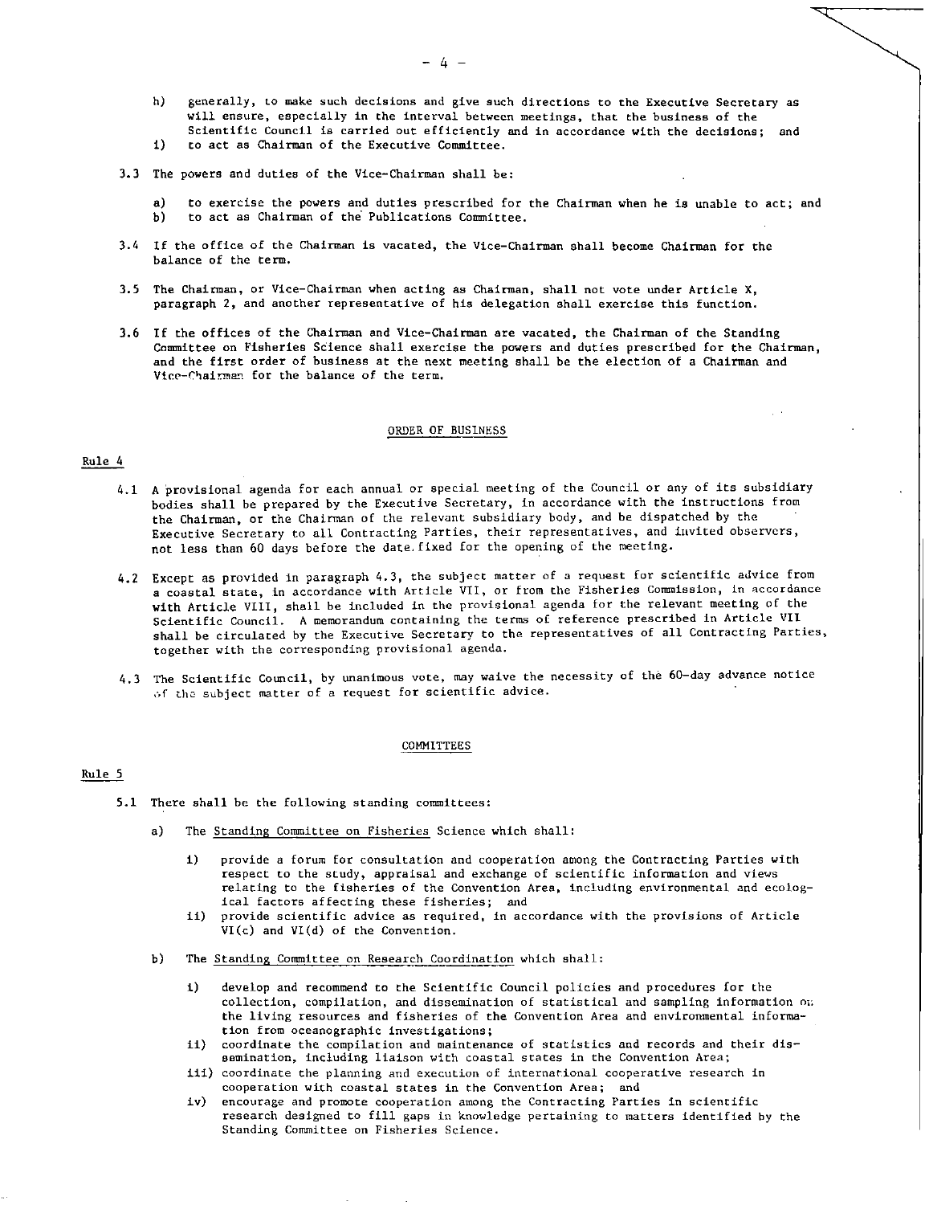h) generally, to make such decisions and give such directions to the Executive Secretary as will ensure, especially in the interval between meetings, that the business of the Scientific Council is carried out efficiently and in accordance with the decisions; and
i) to act as Chairman of the Executive Committee.

3.3 The powers and duties of the Vice-Chairman shall be:

a) to exercise the powers and duties prescribed for the Chairman when he is unable to act; and
b) to act as Chairman of the Publications Committee.

3.4 If the office of the Chairman is vacated, the Vice-Chairman shall become Chairman for the balance of the term.

3.5 The Chairman, or Vice-Chairman when acting as Chairman, shall not vote under Article X, paragraph 2, and another representative of his delegation shall exercise this function.

3.6 If the offices of the Chairman and Vice-Chairman are vacated, the Chairman of the Standing Committee on Fisheries Science shall exercise the powers and duties prescribed for the Chairman, and the first order of business at the next meeting shall be the election of a Chairman and Vice-Chairman for the balance of the term.

## ORDER OF BUSINESS

### Rule 4

4.1 A provisional agenda for each annual or special meeting of the Council or any of its subsidiary bodies shall be prepared by the Executive Secretary, in accordance with the instructions from the Chairman, or the Chairman of the relevant subsidiary body, and be dispatched by the Executive Secretary to all Contracting Parties, their representatives, and invited observers, not less than 60 days before the date fixed for the opening of the meeting.

4.2 Except as provided in paragraph 4.3, the subject matter of a request for scientific advice from a coastal state, in accordance with Article VII, or from the Fisheries Commission, in accordance with Article VIII, shall be included in the provisional agenda for the relevant meeting of the Scientific Council. A memorandum containing the terms of reference prescribed in Article VII shall be circulated by the Executive Secretary to the representatives of all Contracting Parties, together with the corresponding provisional agenda.

4.3 The Scientific Council, by unanimous vote, may waive the necessity of the 60-day advance notice of the subject matter of a request for scientific advice.

## COMMITTEES

### Rule 5

5.1 There shall be the following standing committees:

a) The Standing Committee on Fisheries Science which shall:

i) provide a forum for consultation and cooperation among the Contracting Parties with respect to the study, appraisal and exchange of scientific information and views relating to the fisheries of the Convention Area, including environmental and ecological factors affecting these fisheries; and
ii) provide scientific advice as required, in accordance with the provisions of Article VI(c) and VI(d) of the Convention.

b) The Standing Committee on Research Coordination which shall:

i) develop and recommend to the Scientific Council policies and procedures for the collection, compilation, and dissemination of statistical and sampling information on the living resources and fisheries of the Convention Area and environmental information from oceanographic investigations;
ii) coordinate the compilation and maintenance of statistics and records and their dissemination, including liaison with coastal states in the Convention Area;
iii) coordinate the planning and execution of international cooperative research in cooperation with coastal states in the Convention Area; and
iv) encourage and promote cooperation among the Contracting Parties in scientific research designed to fill gaps in knowledge pertaining to matters identified by the Standing Committee on Fisheries Science.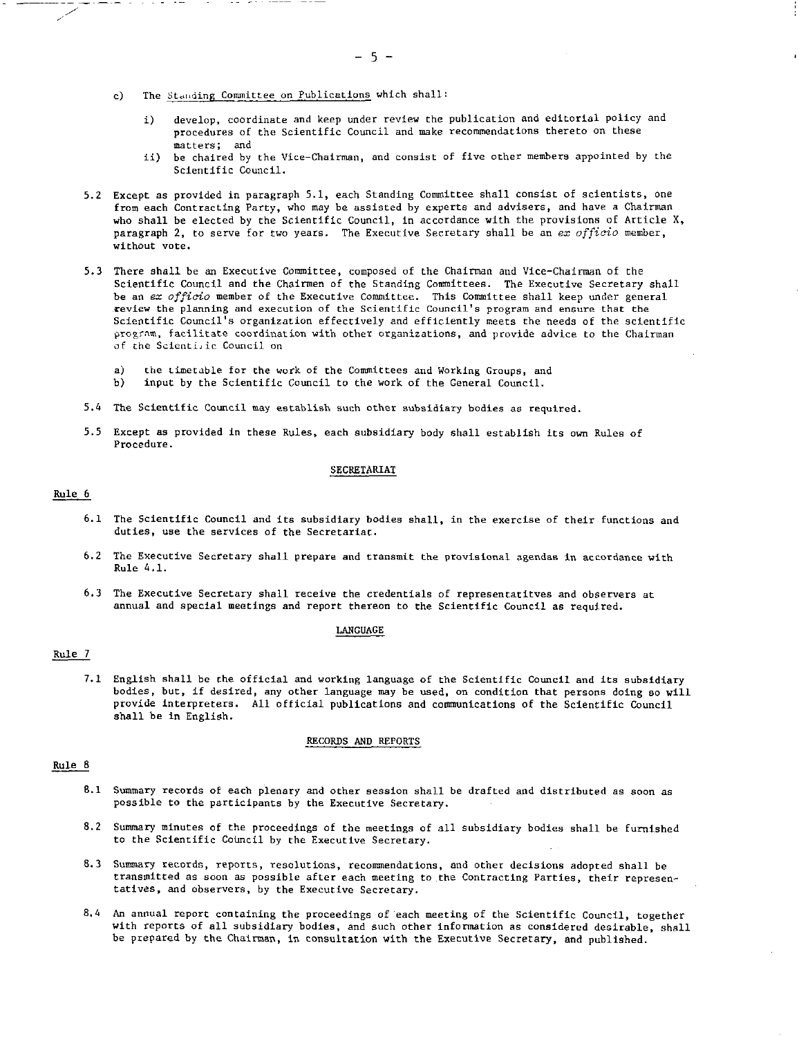c) The Standing Committee on Publications which shall:

   i) develop, coordinate and keep under review the publication and editorial policy and procedures of the Scientific Council and make recommendations thereto on these matters; and

   ii) be chaired by the Vice-Chairman, and consist of five other members appointed by the Scientific Council.

5.2 Except as provided in paragraph 5.1, each Standing Committee shall consist of scientists, one from each Contracting Party, who may be assisted by experts and advisers, and have a Chairman who shall be elected by the Scientific Council, in accordance with the provisions of Article X, paragraph 2, to serve for two years. The Executive Secretary shall be an *ex officio* member, without vote.

5.3 There shall be an Executive Committee, composed of the Chairman and Vice-Chairman of the Scientific Council and the Chairmen of the Standing Committees. The Executive Secretary shall be an *ex officio* member of the Executive Committee. This Committee shall keep under general review the planning and execution of the Scientific Council's program and ensure that the Scientific Council's organization effectively and efficiently meets the needs of the scientific program, facilitate coordination with other organizations, and provide advice to the Chairman of the Scientific Council on

   a) the timetable for the work of the Committees and Working Groups, and
   b) input by the Scientific Council to the work of the General Council.

5.4 The Scientific Council may establish such other subsidiary bodies as required.

5.5 Except as provided in these Rules, each subsidiary body shall establish its own Rules of Procedure.

## SECRETARIAT

### Rule 6

6.1 The Scientific Council and its subsidiary bodies shall, in the exercise of their functions and duties, use the services of the Secretariat.

6.2 The Executive Secretary shall prepare and transmit the provisional agendas in accordance with Rule 4.1.

6.3 The Executive Secretary shall receive the credentials of representatitves and observers at annual and special meetings and report thereon to the Scientific Council as required.

## LANGUAGE

### Rule 7

7.1 English shall be the official and working language of the Scientific Council and its subsidiary bodies, but, if desired, any other language may be used, on condition that persons doing so will provide interpreters. All official publications and communications of the Scientific Council shall be in English.

## RECORDS AND REPORTS

### Rule 8

8.1 Summary records of each plenary and other session shall be drafted and distributed as soon as possible to the participants by the Executive Secretary.

8.2 Summary minutes of the proceedings of the meetings of all subsidiary bodies shall be furnished to the Scientific Council by the Executive Secretary.

8.3 Summary records, reports, resolutions, recommendations, and other decisions adopted shall be transmitted as soon as possible after each meeting to the Contracting Parties, their representatives, and observers, by the Executive Secretary.

8.4 An annual report containing the proceedings of each meeting of the Scientific Council, together with reports of all subsidiary bodies, and such other information as considered desirable, shall be prepared by the Chairman, in consultation with the Executive Secretary, and published.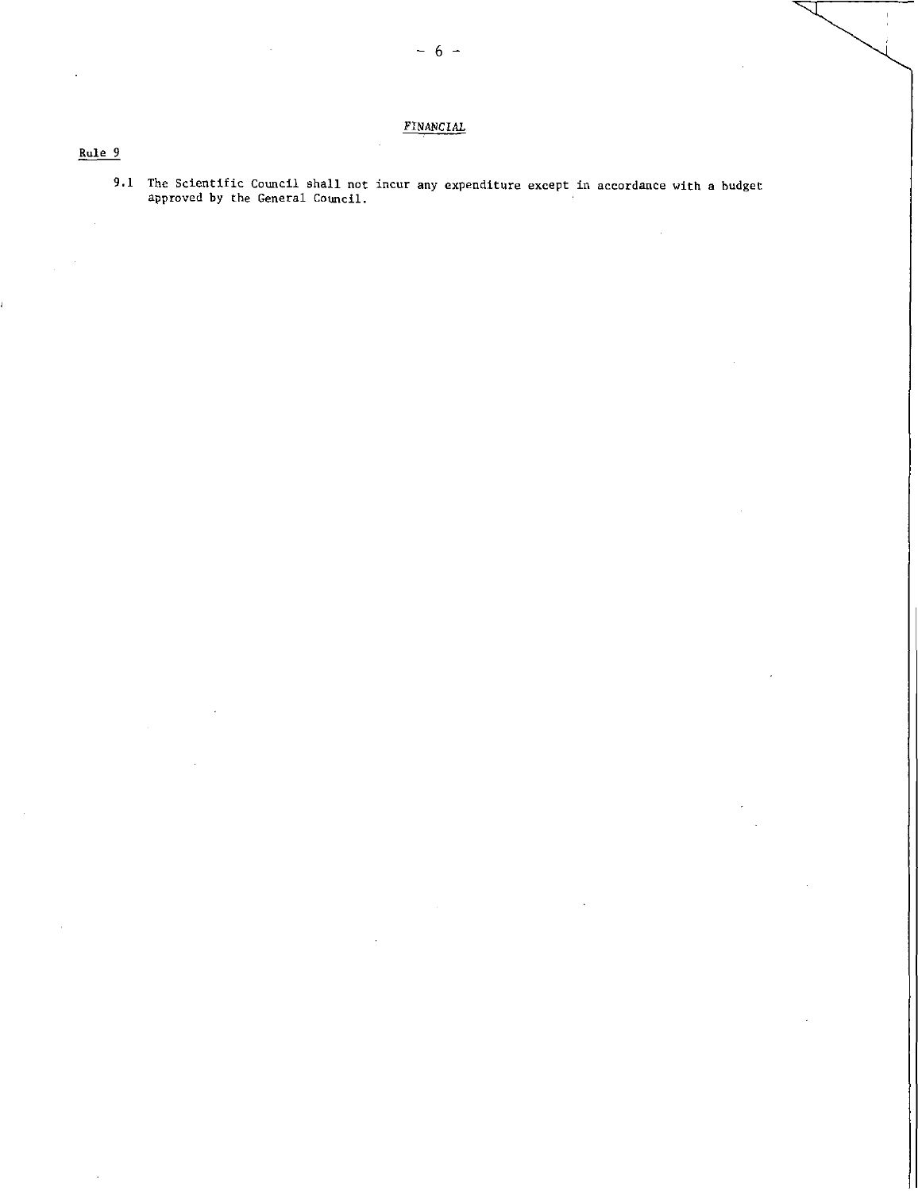## *FINANCIAL*

Rule 9

9.1 The Scientific Council shall not incur any expenditure except in accordance with a budget approved by the General Council.